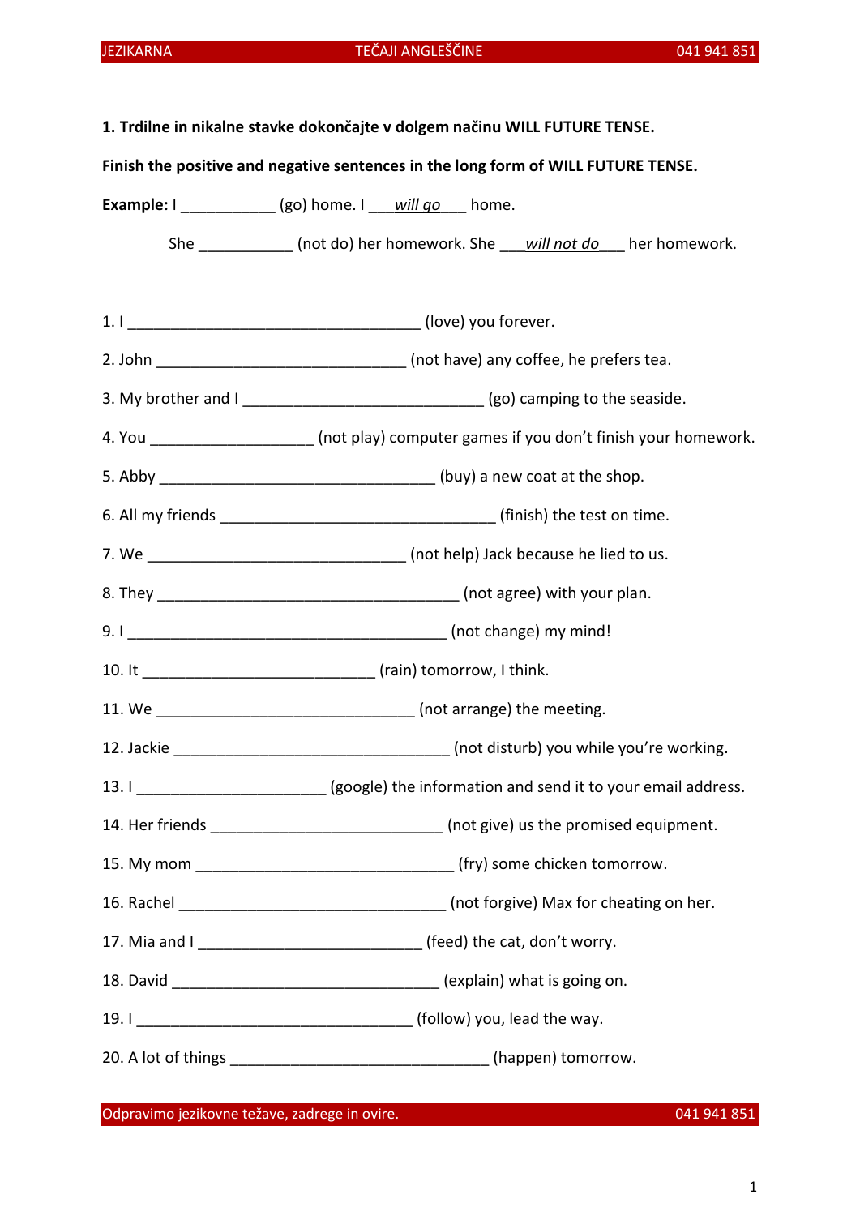**1. Trdilne in nikalne stavke dokončajte v dolgem načinu WILL FUTURE TENSE.**

**Finish the positive and negative sentences in the long form of WILL FUTURE TENSE.**

**Example:** I ___________ (go) home. I ___*will go*___ home.

She ___________ (not do) her homework. She ___*will not do*___ her homework.

1. I ___________________________________ (love) you forever.
2. John ______________________________ (not have) any coffee, he prefers tea.
3. My brother and I _____________________________ (go) camping to the seaside.
4. You ___________________ (not play) computer games if you don't finish your homework.
5. Abby _________________________________ (buy) a new coat at the shop.
6. All my friends _________________________________ (finish) the test on time.
7. We _______________________________ (not help) Jack because he lied to us.
8. They ____________________________________ (not agree) with your plan.
9. I ______________________________________ (not change) my mind!
10. It ___________________________ (rain) tomorrow, I think.
11. We _______________________________ (not arrange) the meeting.
12. Jackie _________________________________ (not disturb) you while you're working.
13. I _____________________ (google) the information and send it to your email address.
14. Her friends ___________________________ (not give) us the promised equipment.
15. My mom _______________________________ (fry) some chicken tomorrow.
16. Rachel ________________________________ (not forgive) Max for cheating on her.
17. Mia and I _________________________ (feed) the cat, don't worry.
18. David ________________________________ (explain) what is going on.
19. I _________________________________ (follow) you, lead the way.
20. A lot of things _______________________________ (happen) tomorrow.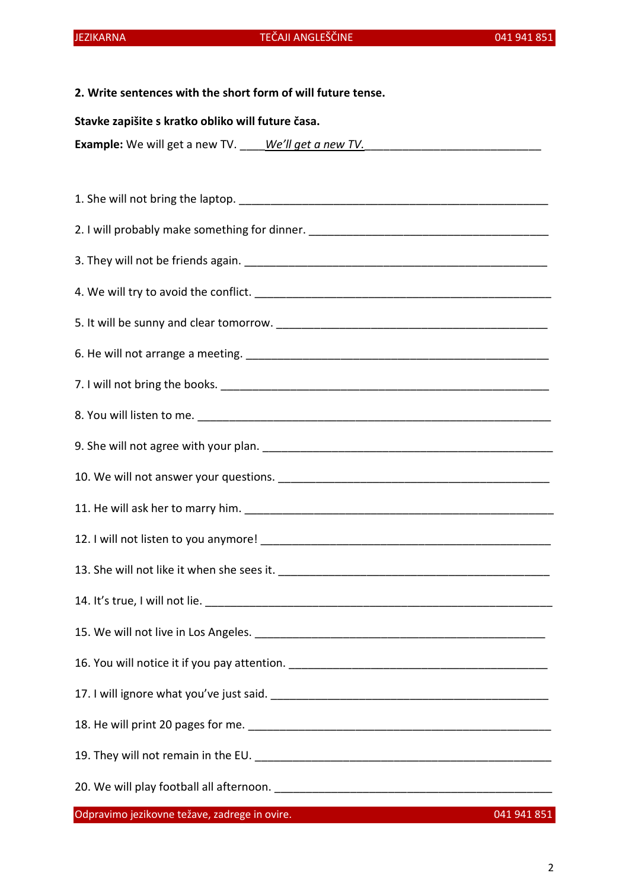**2. Write sentences with the short form of will future tense.**

**Stavke zapišite s kratko obliko will future časa.**

**Example:** We will get a new TV. ____*We'll get a new TV.*____________________________

1. She will not bring the laptop. ______________________________________________

2. I will probably make something for dinner. _____________________________________

3. They will not be friends again. ______________________________________________

4. We will try to avoid the conflict. _____________________________________________

5. It will be sunny and clear tomorrow. __________________________________________

6. He will not arrange a meeting. _______________________________________________

7. I will not bring the books. __________________________________________________

8. You will listen to me. _____________________________________________________

9. She will not agree with your plan. ____________________________________________

10. We will not answer your questions. __________________________________________

11. He will ask her to marry him. _______________________________________________

12. I will not listen to you anymore! ____________________________________________

13. She will not like it when she sees it. _________________________________________

14. It's true, I will not lie. ____________________________________________________

15. We will not live in Los Angeles. _____________________________________________

16. You will notice it if you pay attention. ________________________________________

17. I will ignore what you've just said. ___________________________________________

18. He will print 20 pages for me. _______________________________________________

19. They will not remain in the EU. ______________________________________________

20. We will play football all afternoon. ___________________________________________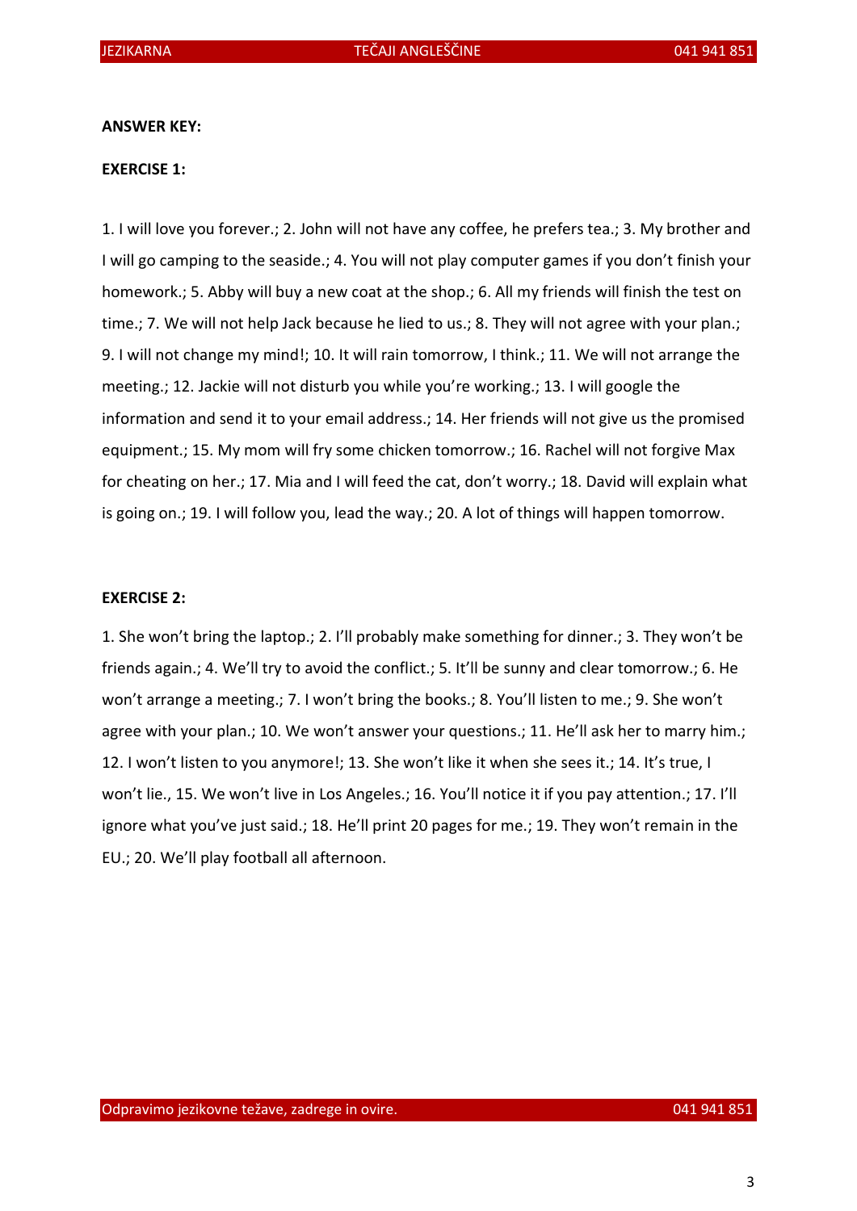**ANSWER KEY:**

**EXERCISE 1:**

1. I will love you forever.; 2. John will not have any coffee, he prefers tea.; 3. My brother and I will go camping to the seaside.; 4. You will not play computer games if you don't finish your homework.; 5. Abby will buy a new coat at the shop.; 6. All my friends will finish the test on time.; 7. We will not help Jack because he lied to us.; 8. They will not agree with your plan.; 9. I will not change my mind!; 10. It will rain tomorrow, I think.; 11. We will not arrange the meeting.; 12. Jackie will not disturb you while you're working.; 13. I will google the information and send it to your email address.; 14. Her friends will not give us the promised equipment.; 15. My mom will fry some chicken tomorrow.; 16. Rachel will not forgive Max for cheating on her.; 17. Mia and I will feed the cat, don't worry.; 18. David will explain what is going on.; 19. I will follow you, lead the way.; 20. A lot of things will happen tomorrow.

**EXERCISE 2:**

1. She won't bring the laptop.; 2. I'll probably make something for dinner.; 3. They won't be friends again.; 4. We'll try to avoid the conflict.; 5. It'll be sunny and clear tomorrow.; 6. He won't arrange a meeting.; 7. I won't bring the books.; 8. You'll listen to me.; 9. She won't agree with your plan.; 10. We won't answer your questions.; 11. He'll ask her to marry him.; 12. I won't listen to you anymore!; 13. She won't like it when she sees it.; 14. It's true, I won't lie., 15. We won't live in Los Angeles.; 16. You'll notice it if you pay attention.; 17. I'll ignore what you've just said.; 18. He'll print 20 pages for me.; 19. They won't remain in the EU.; 20. We'll play football all afternoon.